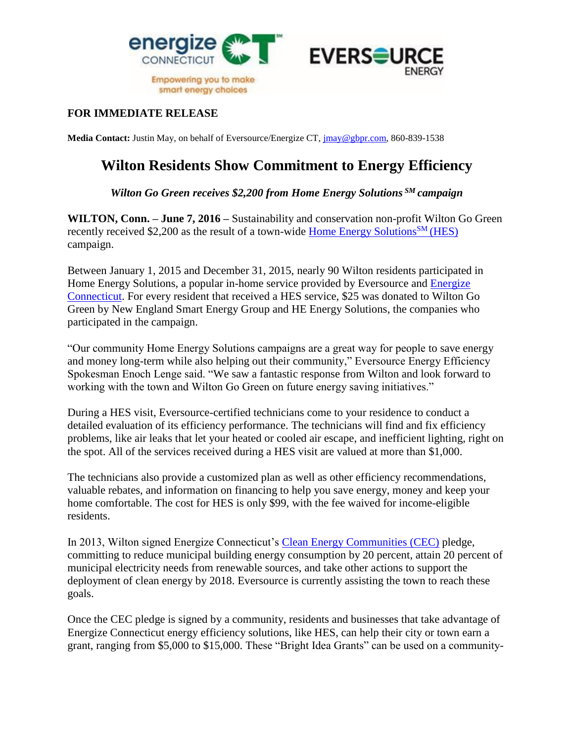**FOR IMMEDIATE RELEASE**

**Media Contact:** Justin May, on behalf of Eversource/Energize CT, jmay@gbpr.com, 860-839-1538

# Wilton Residents Show Commitment to Energy Efficiency

***Wilton Go Green receives $2,200 from Home Energy Solutions SM campaign***

**WILTON, Conn. – June 7, 2016 –** Sustainability and conservation non-profit Wilton Go Green recently received $2,200 as the result of a town-wide Home Energy SolutionsSM (HES) campaign.

Between January 1, 2015 and December 31, 2015, nearly 90 Wilton residents participated in Home Energy Solutions, a popular in-home service provided by Eversource and Energize Connecticut. For every resident that received a HES service, $25 was donated to Wilton Go Green by New England Smart Energy Group and HE Energy Solutions, the companies who participated in the campaign.

"Our community Home Energy Solutions campaigns are a great way for people to save energy and money long-term while also helping out their community," Eversource Energy Efficiency Spokesman Enoch Lenge said. "We saw a fantastic response from Wilton and look forward to working with the town and Wilton Go Green on future energy saving initiatives."

During a HES visit, Eversource-certified technicians come to your residence to conduct a detailed evaluation of its efficiency performance. The technicians will find and fix efficiency problems, like air leaks that let your heated or cooled air escape, and inefficient lighting, right on the spot. All of the services received during a HES visit are valued at more than $1,000.

The technicians also provide a customized plan as well as other efficiency recommendations, valuable rebates, and information on financing to help you save energy, money and keep your home comfortable. The cost for HES is only $99, with the fee waived for income-eligible residents.

In 2013, Wilton signed Energize Connecticut's Clean Energy Communities (CEC) pledge, committing to reduce municipal building energy consumption by 20 percent, attain 20 percent of municipal electricity needs from renewable sources, and take other actions to support the deployment of clean energy by 2018. Eversource is currently assisting the town to reach these goals.

Once the CEC pledge is signed by a community, residents and businesses that take advantage of Energize Connecticut energy efficiency solutions, like HES, can help their city or town earn a grant, ranging from $5,000 to $15,000. These "Bright Idea Grants" can be used on a community-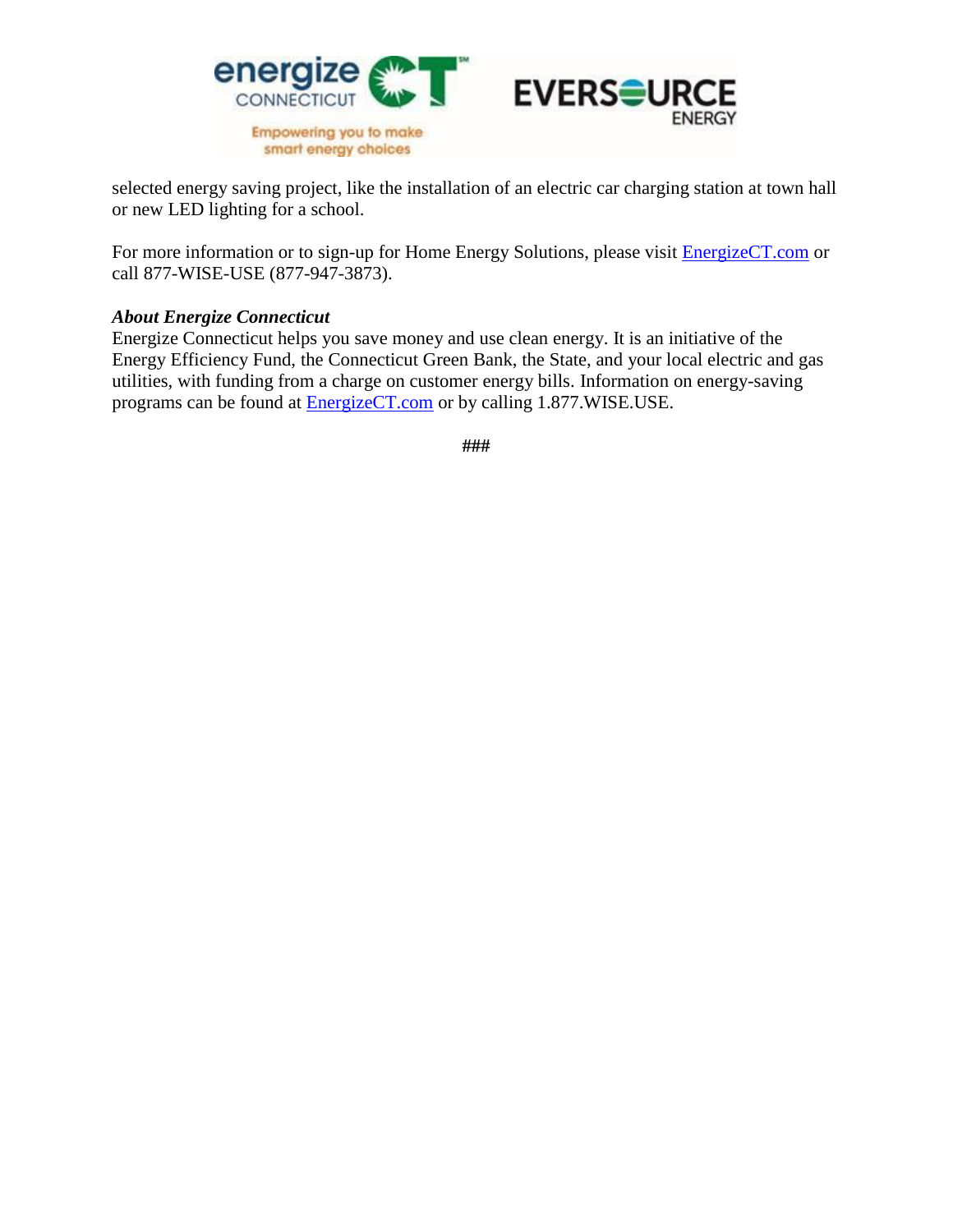selected energy saving project, like the installation of an electric car charging station at town hall or new LED lighting for a school.

For more information or to sign-up for Home Energy Solutions, please visit EnergizeCT.com or call 877-WISE-USE (877-947-3873).

***About Energize Connecticut***

Energize Connecticut helps you save money and use clean energy. It is an initiative of the Energy Efficiency Fund, the Connecticut Green Bank, the State, and your local electric and gas utilities, with funding from a charge on customer energy bills. Information on energy-saving programs can be found at EnergizeCT.com or by calling 1.877.WISE.USE.

###